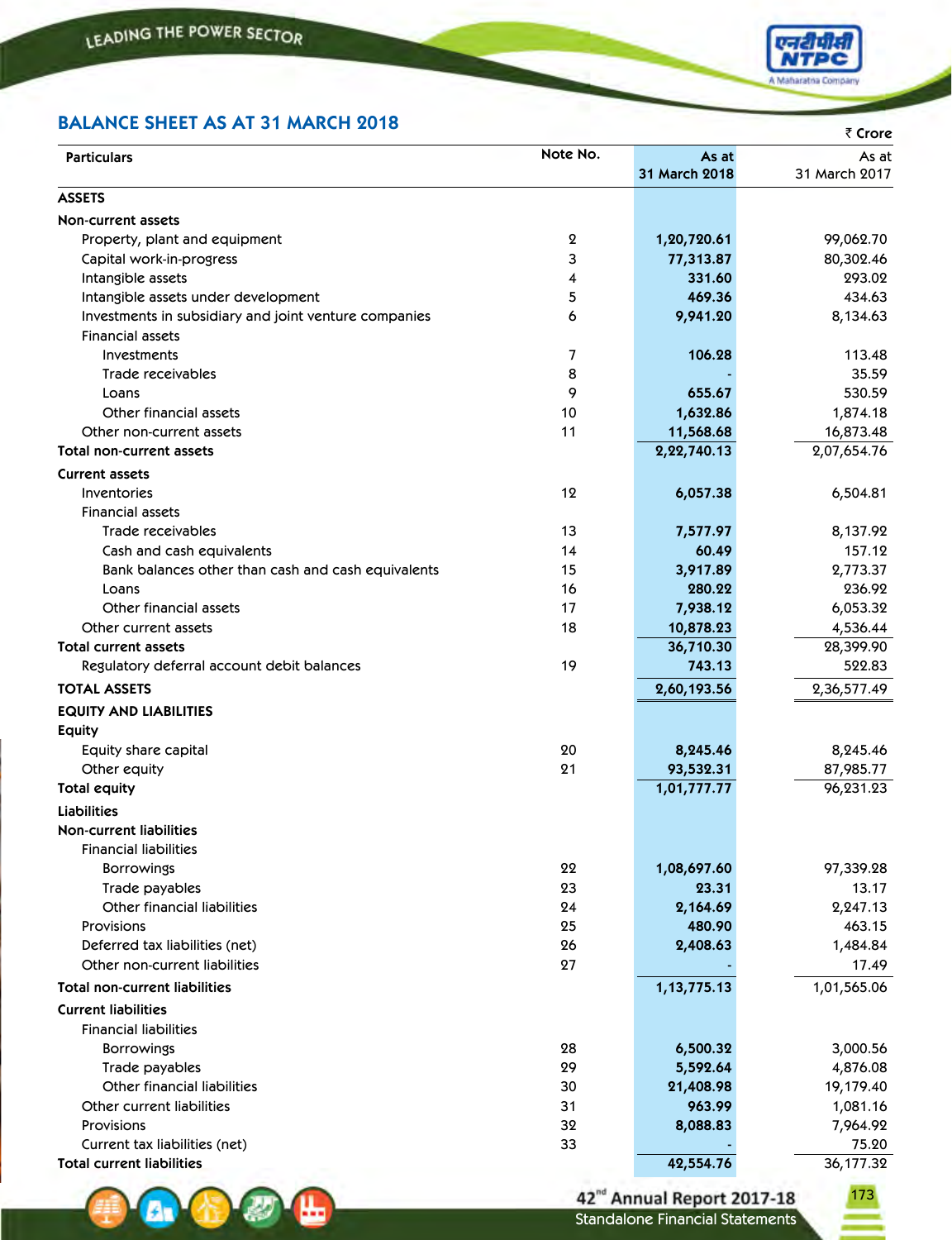## BALANCE SHEET AS AT 31 MARCH 2018

₹ Crore

| Particulars | Note No. | As at 31 March 2018 | As at 31 March 2017 |
|---|---|---|---|
| **ASSETS** | | | |
| **Non-current assets** | | | |
| Property, plant and equipment | 2 | **1,20,720.61** | 99,062.70 |
| Capital work-in-progress | 3 | **77,313.87** | 80,302.46 |
| Intangible assets | 4 | **331.60** | 293.02 |
| Intangible assets under development | 5 | **469.36** | 434.63 |
| Investments in subsidiary and joint venture companies | 6 | **9,941.20** | 8,134.63 |
| Financial assets | | | |
| Investments | 7 | **106.28** | 113.48 |
| Trade receivables | 8 | **-** | 35.59 |
| Loans | 9 | **655.67** | 530.59 |
| Other financial assets | 10 | **1,632.86** | 1,874.18 |
| Other non-current assets | 11 | **11,568.68** | 16,873.48 |
| **Total non-current assets** | | **2,22,740.13** | 2,07,654.76 |
| **Current assets** | | | |
| Inventories | 12 | **6,057.38** | 6,504.81 |
| Financial assets | | | |
| Trade receivables | 13 | **7,577.97** | 8,137.92 |
| Cash and cash equivalents | 14 | **60.49** | 157.12 |
| Bank balances other than cash and cash equivalents | 15 | **3,917.89** | 2,773.37 |
| Loans | 16 | **280.22** | 236.92 |
| Other financial assets | 17 | **7,938.12** | 6,053.32 |
| Other current assets | 18 | **10,878.23** | 4,536.44 |
| **Total current assets** | | **36,710.30** | 28,399.90 |
| Regulatory deferral account debit balances | 19 | **743.13** | 522.83 |
| **TOTAL ASSETS** | | **2,60,193.56** | 2,36,577.49 |
| **EQUITY AND LIABILITIES** | | | |
| **Equity** | | | |
| Equity share capital | 20 | **8,245.46** | 8,245.46 |
| Other equity | 21 | **93,532.31** | 87,985.77 |
| **Total equity** | | **1,01,777.77** | 96,231.23 |
| **Liabilities** | | | |
| **Non-current liabilities** | | | |
| Financial liabilities | | | |
| Borrowings | 22 | **1,08,697.60** | 97,339.28 |
| Trade payables | 23 | **23.31** | 13.17 |
| Other financial liabilities | 24 | **2,164.69** | 2,247.13 |
| Provisions | 25 | **480.90** | 463.15 |
| Deferred tax liabilities (net) | 26 | **2,408.63** | 1,484.84 |
| Other non-current liabilities | 27 | **-** | 17.49 |
| **Total non-current liabilities** | | **1,13,775.13** | 1,01,565.06 |
| **Current liabilities** | | | |
| Financial liabilities | | | |
| Borrowings | 28 | **6,500.32** | 3,000.56 |
| Trade payables | 29 | **5,592.64** | 4,876.08 |
| Other financial liabilities | 30 | **21,408.98** | 19,179.40 |
| Other current liabilities | 31 | **963.99** | 1,081.16 |
| Provisions | 32 | **8,088.83** | 7,964.92 |
| Current tax liabilities (net) | 33 | **-** | 75.20 |
| **Total current liabilities** | | **42,554.76** | 36,177.32 |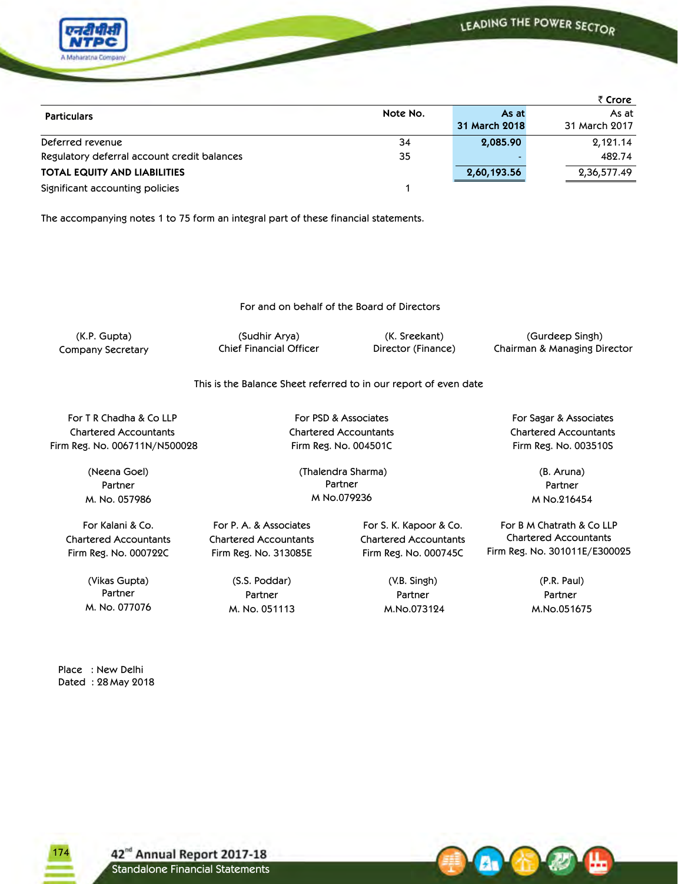₹ Crore

| Particulars | Note No. | As at 31 March 2018 | As at 31 March 2017 |
|---|---|---|---|
| Deferred revenue | 34 | 2,085.90 | 2,121.14 |
| Regulatory deferral account credit balances | 35 | - | 482.74 |
| **TOTAL EQUITY AND LIABILITIES** | | **2,60,193.56** | 2,36,577.49 |
| Significant accounting policies | 1 | | |

The accompanying notes 1 to 75 form an integral part of these financial statements.

For and on behalf of the Board of Directors

(K.P. Gupta)
Company Secretary

(Sudhir Arya)
Chief Financial Officer

(K. Sreekant)
Director (Finance)

(Gurdeep Singh)
Chairman & Managing Director

This is the Balance Sheet referred to in our report of even date

For T R Chadha & Co LLP
Chartered Accountants
Firm Reg. No. 006711N/N500028

(Neena Goel)
Partner
M. No. 057986

For PSD & Associates
Chartered Accountants
Firm Reg. No. 004501C

(Thalendra Sharma)
Partner
M No.079236

For Sagar & Associates
Chartered Accountants
Firm Reg. No. 003510S

(B. Aruna)
Partner
M No.216454

For Kalani & Co.
Chartered Accountants
Firm Reg. No. 000722C

(Vikas Gupta)
Partner
M. No. 077076

For P. A. & Associates
Chartered Accountants
Firm Reg. No. 313085E

(S.S. Poddar)
Partner
M. No. 051113

For S. K. Kapoor & Co.
Chartered Accountants
Firm Reg. No. 000745C

(V.B. Singh)
Partner
M.No.073124

For B M Chatrath & Co LLP
Chartered Accountants
Firm Reg. No. 301011E/E300025

(P.R. Paul)
Partner
M.No.051675

Place : New Delhi
Dated : 28 May 2018